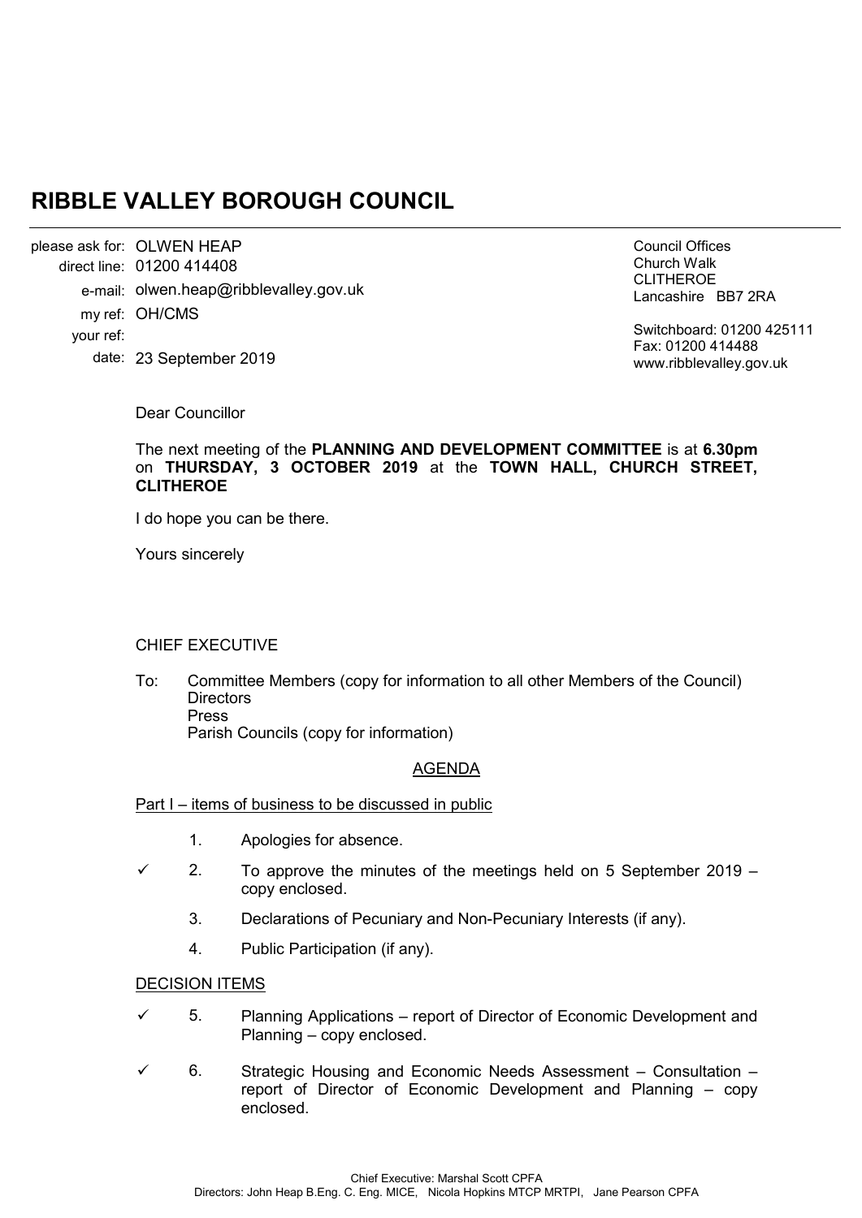# RIBBLE VALLEY BOROUGH COUNCIL

please ask for: OLWEN HEAP
direct line: 01200 414408
e-mail: olwen.heap@ribblevalley.gov.uk
my ref: OH/CMS
your ref:
date: 23 September 2019

Council Offices
Church Walk
CLITHEROE
Lancashire BB7 2RA

Switchboard: 01200 425111
Fax: 01200 414488
www.ribblevalley.gov.uk

Dear Councillor

The next meeting of the **PLANNING AND DEVELOPMENT COMMITTEE** is at **6.30pm** on **THURSDAY, 3 OCTOBER 2019** at the **TOWN HALL, CHURCH STREET, CLITHEROE**

I do hope you can be there.

Yours sincerely

CHIEF EXECUTIVE

To: Committee Members (copy for information to all other Members of the Council)
Directors
Press
Parish Councils (copy for information)

## AGENDA

Part I – items of business to be discussed in public

1. Apologies for absence.

✓ 2. To approve the minutes of the meetings held on 5 September 2019 – copy enclosed.

3. Declarations of Pecuniary and Non-Pecuniary Interests (if any).

4. Public Participation (if any).

DECISION ITEMS

✓ 5. Planning Applications – report of Director of Economic Development and Planning – copy enclosed.

✓ 6. Strategic Housing and Economic Needs Assessment – Consultation – report of Director of Economic Development and Planning – copy enclosed.

Chief Executive: Marshal Scott CPFA
Directors: John Heap B.Eng. C. Eng. MICE, Nicola Hopkins MTCP MRTPI, Jane Pearson CPFA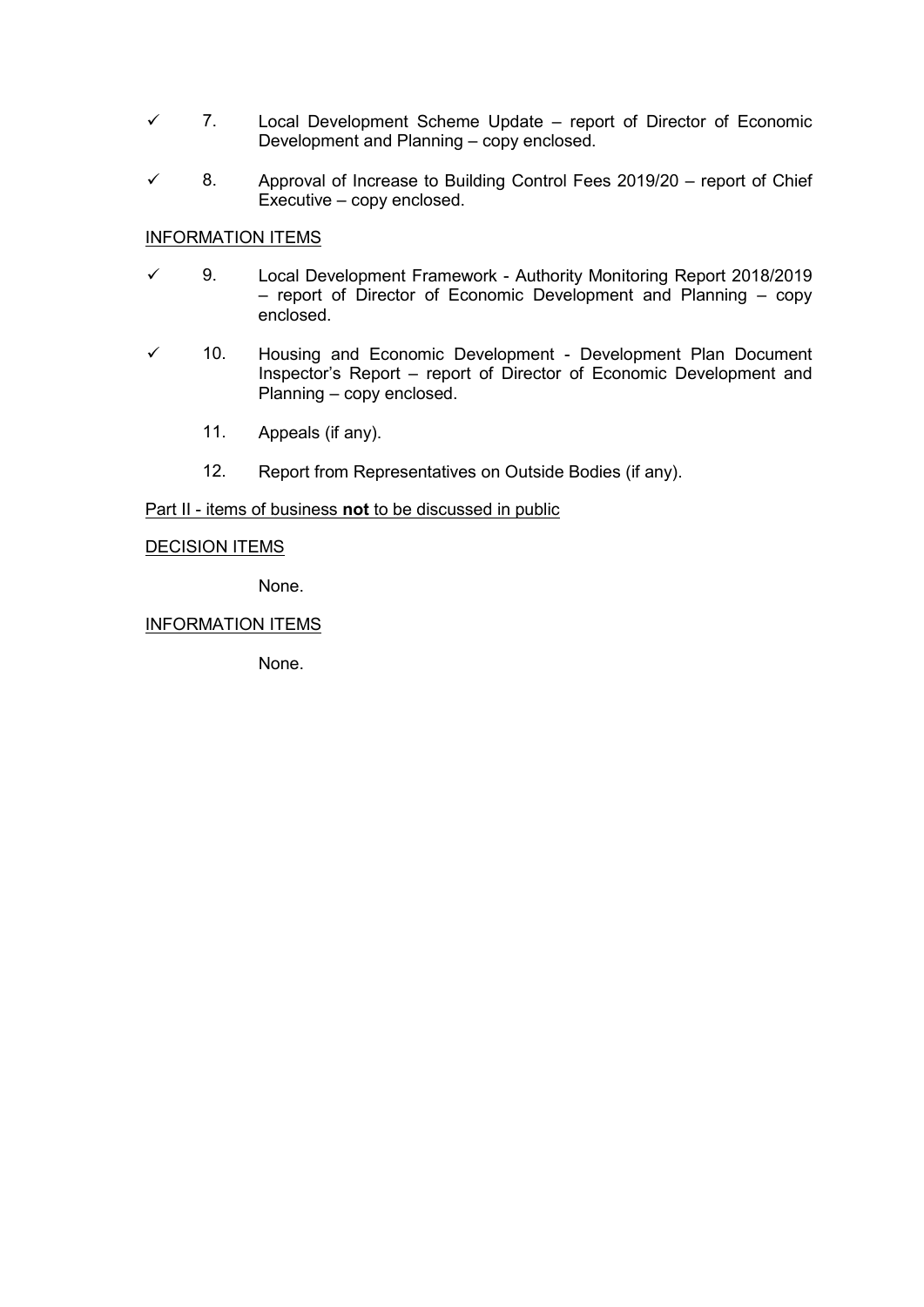✓ 7. Local Development Scheme Update – report of Director of Economic Development and Planning – copy enclosed.

✓ 8. Approval of Increase to Building Control Fees 2019/20 – report of Chief Executive – copy enclosed.

INFORMATION ITEMS

✓ 9. Local Development Framework - Authority Monitoring Report 2018/2019 – report of Director of Economic Development and Planning – copy enclosed.

✓ 10. Housing and Economic Development - Development Plan Document Inspector's Report – report of Director of Economic Development and Planning – copy enclosed.

11. Appeals (if any).

12. Report from Representatives on Outside Bodies (if any).

Part II - items of business **not** to be discussed in public

DECISION ITEMS

None.

INFORMATION ITEMS

None.